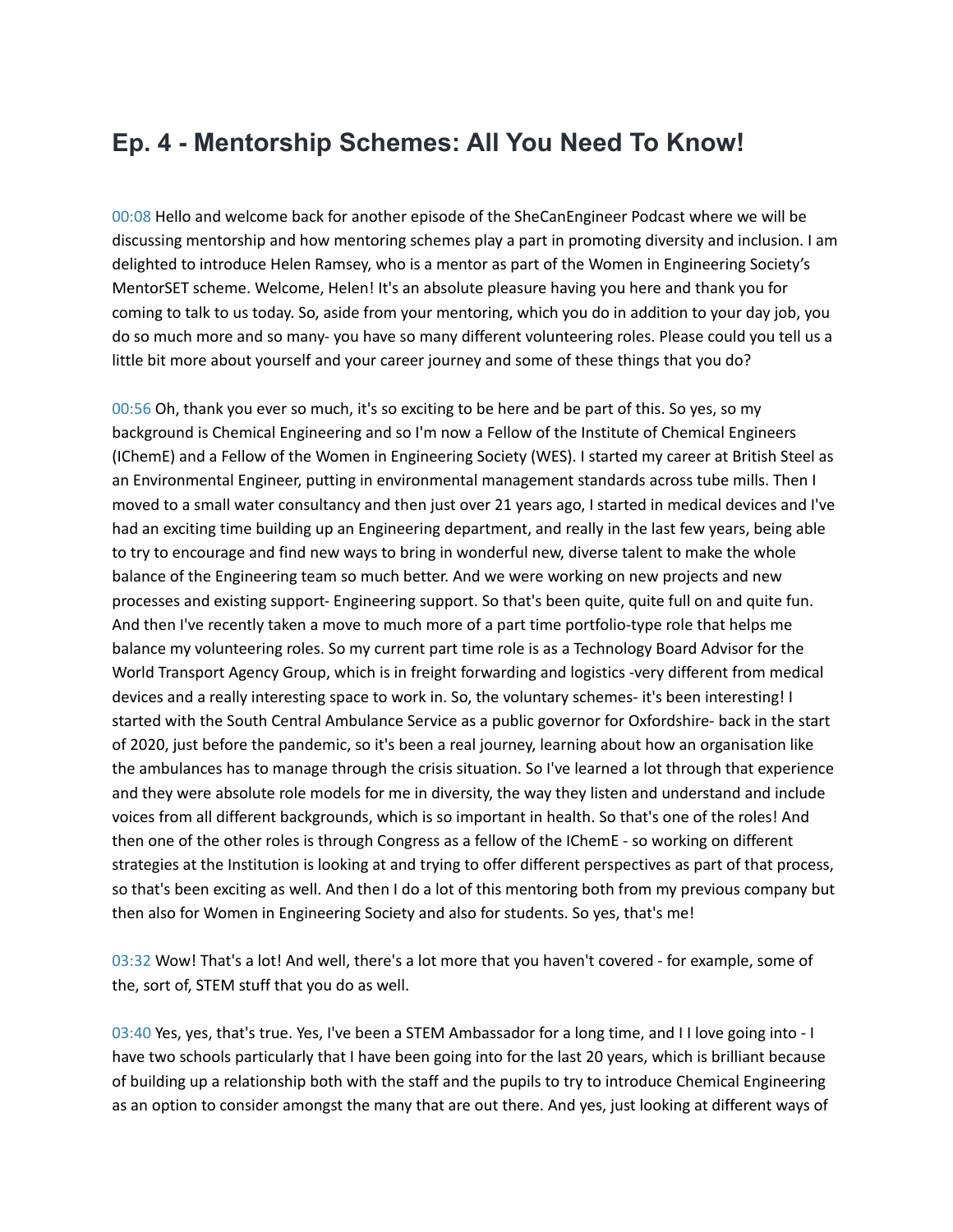## Ep. 4 - Mentorship Schemes: All You Need To Know!

00:08 Hello and welcome back for another episode of the SheCanEngineer Podcast where we will be discussing mentorship and how mentoring schemes play a part in promoting diversity and inclusion. I am delighted to introduce Helen Ramsey, who is a mentor as part of the Women in Engineering Society's MentorSET scheme. Welcome, Helen! It's an absolute pleasure having you here and thank you for coming to talk to us today. So, aside from your mentoring, which you do in addition to your day job, you do so much more and so many- you have so many different volunteering roles. Please could you tell us a little bit more about yourself and your career journey and some of these things that you do?

00:56 Oh, thank you ever so much, it's so exciting to be here and be part of this. So yes, so my background is Chemical Engineering and so I'm now a Fellow of the Institute of Chemical Engineers (IChemE) and a Fellow of the Women in Engineering Society (WES). I started my career at British Steel as an Environmental Engineer, putting in environmental management standards across tube mills. Then I moved to a small water consultancy and then just over 21 years ago, I started in medical devices and I've had an exciting time building up an Engineering department, and really in the last few years, being able to try to encourage and find new ways to bring in wonderful new, diverse talent to make the whole balance of the Engineering team so much better. And we were working on new projects and new processes and existing support- Engineering support. So that's been quite, quite full on and quite fun. And then I've recently taken a move to much more of a part time portfolio-type role that helps me balance my volunteering roles. So my current part time role is as a Technology Board Advisor for the World Transport Agency Group, which is in freight forwarding and logistics -very different from medical devices and a really interesting space to work in. So, the voluntary schemes- it's been interesting! I started with the South Central Ambulance Service as a public governor for Oxfordshire- back in the start of 2020, just before the pandemic, so it's been a real journey, learning about how an organisation like the ambulances has to manage through the crisis situation. So I've learned a lot through that experience and they were absolute role models for me in diversity, the way they listen and understand and include voices from all different backgrounds, which is so important in health. So that's one of the roles! And then one of the other roles is through Congress as a fellow of the IChemE - so working on different strategies at the Institution is looking at and trying to offer different perspectives as part of that process, so that's been exciting as well. And then I do a lot of this mentoring both from my previous company but then also for Women in Engineering Society and also for students. So yes, that's me!

03:32 Wow! That's a lot! And well, there's a lot more that you haven't covered - for example, some of the, sort of, STEM stuff that you do as well.

03:40 Yes, yes, that's true. Yes, I've been a STEM Ambassador for a long time, and I I love going into - I have two schools particularly that I have been going into for the last 20 years, which is brilliant because of building up a relationship both with the staff and the pupils to try to introduce Chemical Engineering as an option to consider amongst the many that are out there. And yes, just looking at different ways of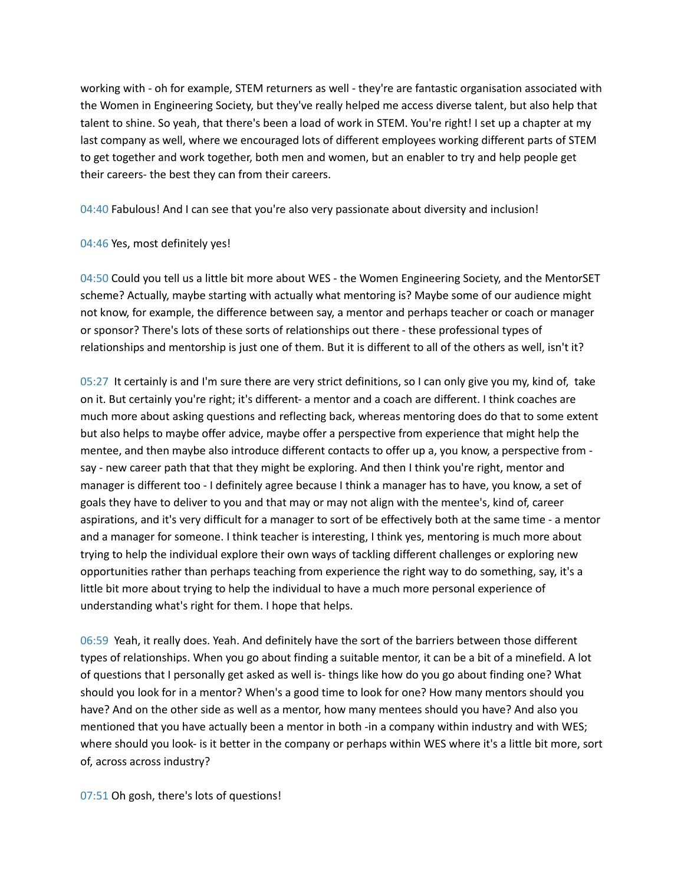working with - oh for example, STEM returners as well - they're are fantastic organisation associated with the Women in Engineering Society, but they've really helped me access diverse talent, but also help that talent to shine. So yeah, that there's been a load of work in STEM. You're right! I set up a chapter at my last company as well, where we encouraged lots of different employees working different parts of STEM to get together and work together, both men and women, but an enabler to try and help people get their careers- the best they can from their careers.

04:40 Fabulous! And I can see that you're also very passionate about diversity and inclusion!

04:46 Yes, most definitely yes!

04:50 Could you tell us a little bit more about WES - the Women Engineering Society, and the MentorSET scheme? Actually, maybe starting with actually what mentoring is? Maybe some of our audience might not know, for example, the difference between say, a mentor and perhaps teacher or coach or manager or sponsor? There's lots of these sorts of relationships out there - these professional types of relationships and mentorship is just one of them. But it is different to all of the others as well, isn't it?

05:27 It certainly is and I'm sure there are very strict definitions, so I can only give you my, kind of, take on it. But certainly you're right; it's different- a mentor and a coach are different. I think coaches are much more about asking questions and reflecting back, whereas mentoring does do that to some extent but also helps to maybe offer advice, maybe offer a perspective from experience that might help the mentee, and then maybe also introduce different contacts to offer up a, you know, a perspective from - say - new career path that that they might be exploring. And then I think you're right, mentor and manager is different too - I definitely agree because I think a manager has to have, you know, a set of goals they have to deliver to you and that may or may not align with the mentee's, kind of, career aspirations, and it's very difficult for a manager to sort of be effectively both at the same time - a mentor and a manager for someone. I think teacher is interesting, I think yes, mentoring is much more about trying to help the individual explore their own ways of tackling different challenges or exploring new opportunities rather than perhaps teaching from experience the right way to do something, say, it's a little bit more about trying to help the individual to have a much more personal experience of understanding what's right for them. I hope that helps.

06:59 Yeah, it really does. Yeah. And definitely have the sort of the barriers between those different types of relationships. When you go about finding a suitable mentor, it can be a bit of a minefield. A lot of questions that I personally get asked as well is- things like how do you go about finding one? What should you look for in a mentor? When's a good time to look for one? How many mentors should you have? And on the other side as well as a mentor, how many mentees should you have? And also you mentioned that you have actually been a mentor in both -in a company within industry and with WES; where should you look- is it better in the company or perhaps within WES where it's a little bit more, sort of, across across industry?

07:51 Oh gosh, there's lots of questions!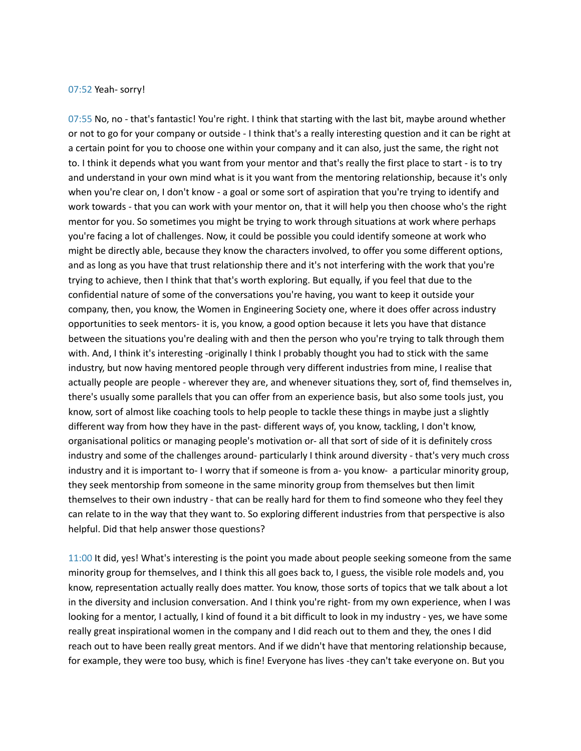07:52 Yeah- sorry!

07:55 No, no - that's fantastic! You're right. I think that starting with the last bit, maybe around whether or not to go for your company or outside - I think that's a really interesting question and it can be right at a certain point for you to choose one within your company and it can also, just the same, the right not to. I think it depends what you want from your mentor and that's really the first place to start - is to try and understand in your own mind what is it you want from the mentoring relationship, because it's only when you're clear on, I don't know - a goal or some sort of aspiration that you're trying to identify and work towards - that you can work with your mentor on, that it will help you then choose who's the right mentor for you. So sometimes you might be trying to work through situations at work where perhaps you're facing a lot of challenges. Now, it could be possible you could identify someone at work who might be directly able, because they know the characters involved, to offer you some different options, and as long as you have that trust relationship there and it's not interfering with the work that you're trying to achieve, then I think that that's worth exploring. But equally, if you feel that due to the confidential nature of some of the conversations you're having, you want to keep it outside your company, then, you know, the Women in Engineering Society one, where it does offer across industry opportunities to seek mentors- it is, you know, a good option because it lets you have that distance between the situations you're dealing with and then the person who you're trying to talk through them with. And, I think it's interesting -originally I think I probably thought you had to stick with the same industry, but now having mentored people through very different industries from mine, I realise that actually people are people - wherever they are, and whenever situations they, sort of, find themselves in, there's usually some parallels that you can offer from an experience basis, but also some tools just, you know, sort of almost like coaching tools to help people to tackle these things in maybe just a slightly different way from how they have in the past- different ways of, you know, tackling, I don't know, organisational politics or managing people's motivation or- all that sort of side of it is definitely cross industry and some of the challenges around- particularly I think around diversity - that's very much cross industry and it is important to- I worry that if someone is from a- you know- a particular minority group, they seek mentorship from someone in the same minority group from themselves but then limit themselves to their own industry - that can be really hard for them to find someone who they feel they can relate to in the way that they want to. So exploring different industries from that perspective is also helpful. Did that help answer those questions?

11:00 It did, yes! What's interesting is the point you made about people seeking someone from the same minority group for themselves, and I think this all goes back to, I guess, the visible role models and, you know, representation actually really does matter. You know, those sorts of topics that we talk about a lot in the diversity and inclusion conversation. And I think you're right- from my own experience, when I was looking for a mentor, I actually, I kind of found it a bit difficult to look in my industry - yes, we have some really great inspirational women in the company and I did reach out to them and they, the ones I did reach out to have been really great mentors. And if we didn't have that mentoring relationship because, for example, they were too busy, which is fine! Everyone has lives -they can't take everyone on. But you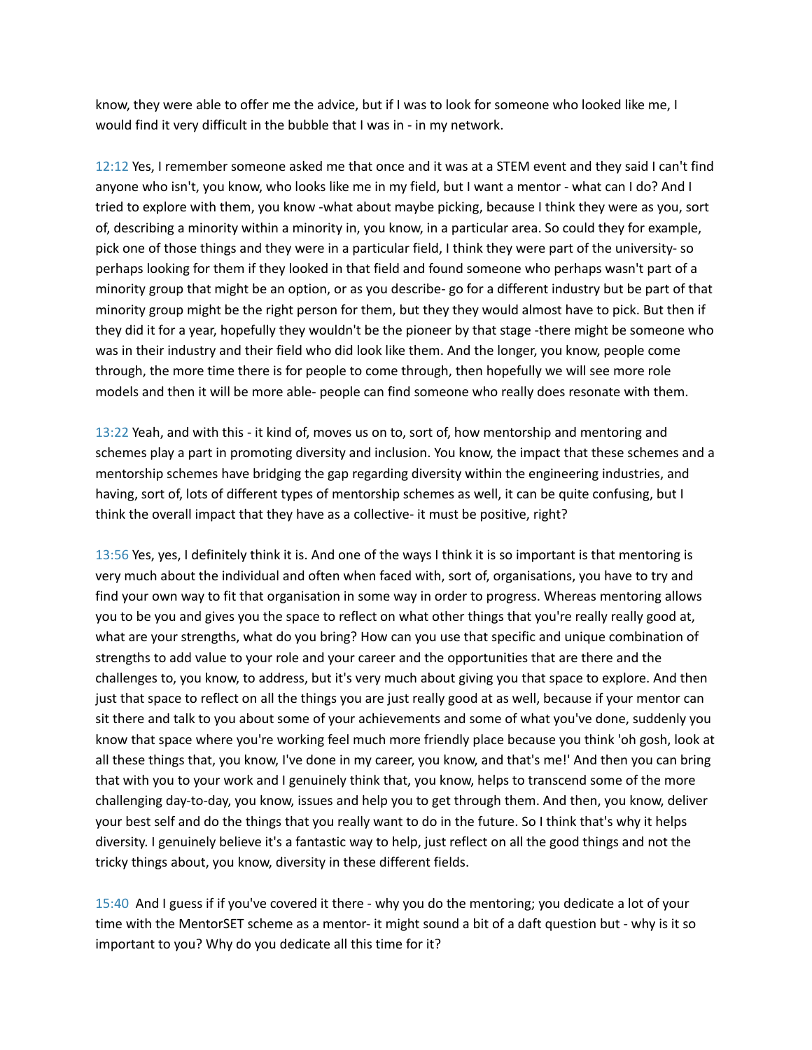know, they were able to offer me the advice, but if I was to look for someone who looked like me, I would find it very difficult in the bubble that I was in - in my network.

12:12 Yes, I remember someone asked me that once and it was at a STEM event and they said I can't find anyone who isn't, you know, who looks like me in my field, but I want a mentor - what can I do? And I tried to explore with them, you know -what about maybe picking, because I think they were as you, sort of, describing a minority within a minority in, you know, in a particular area. So could they for example, pick one of those things and they were in a particular field, I think they were part of the university- so perhaps looking for them if they looked in that field and found someone who perhaps wasn't part of a minority group that might be an option, or as you describe- go for a different industry but be part of that minority group might be the right person for them, but they they would almost have to pick. But then if they did it for a year, hopefully they wouldn't be the pioneer by that stage -there might be someone who was in their industry and their field who did look like them. And the longer, you know, people come through, the more time there is for people to come through, then hopefully we will see more role models and then it will be more able- people can find someone who really does resonate with them.

13:22 Yeah, and with this - it kind of, moves us on to, sort of, how mentorship and mentoring and schemes play a part in promoting diversity and inclusion. You know, the impact that these schemes and a mentorship schemes have bridging the gap regarding diversity within the engineering industries, and having, sort of, lots of different types of mentorship schemes as well, it can be quite confusing, but I think the overall impact that they have as a collective- it must be positive, right?

13:56 Yes, yes, I definitely think it is. And one of the ways I think it is so important is that mentoring is very much about the individual and often when faced with, sort of, organisations, you have to try and find your own way to fit that organisation in some way in order to progress. Whereas mentoring allows you to be you and gives you the space to reflect on what other things that you're really really good at, what are your strengths, what do you bring? How can you use that specific and unique combination of strengths to add value to your role and your career and the opportunities that are there and the challenges to, you know, to address, but it's very much about giving you that space to explore. And then just that space to reflect on all the things you are just really good at as well, because if your mentor can sit there and talk to you about some of your achievements and some of what you've done, suddenly you know that space where you're working feel much more friendly place because you think 'oh gosh, look at all these things that, you know, I've done in my career, you know, and that's me!' And then you can bring that with you to your work and I genuinely think that, you know, helps to transcend some of the more challenging day-to-day, you know, issues and help you to get through them. And then, you know, deliver your best self and do the things that you really want to do in the future. So I think that's why it helps diversity. I genuinely believe it's a fantastic way to help, just reflect on all the good things and not the tricky things about, you know, diversity in these different fields.

15:40 And I guess if if you've covered it there - why you do the mentoring; you dedicate a lot of your time with the MentorSET scheme as a mentor- it might sound a bit of a daft question but - why is it so important to you? Why do you dedicate all this time for it?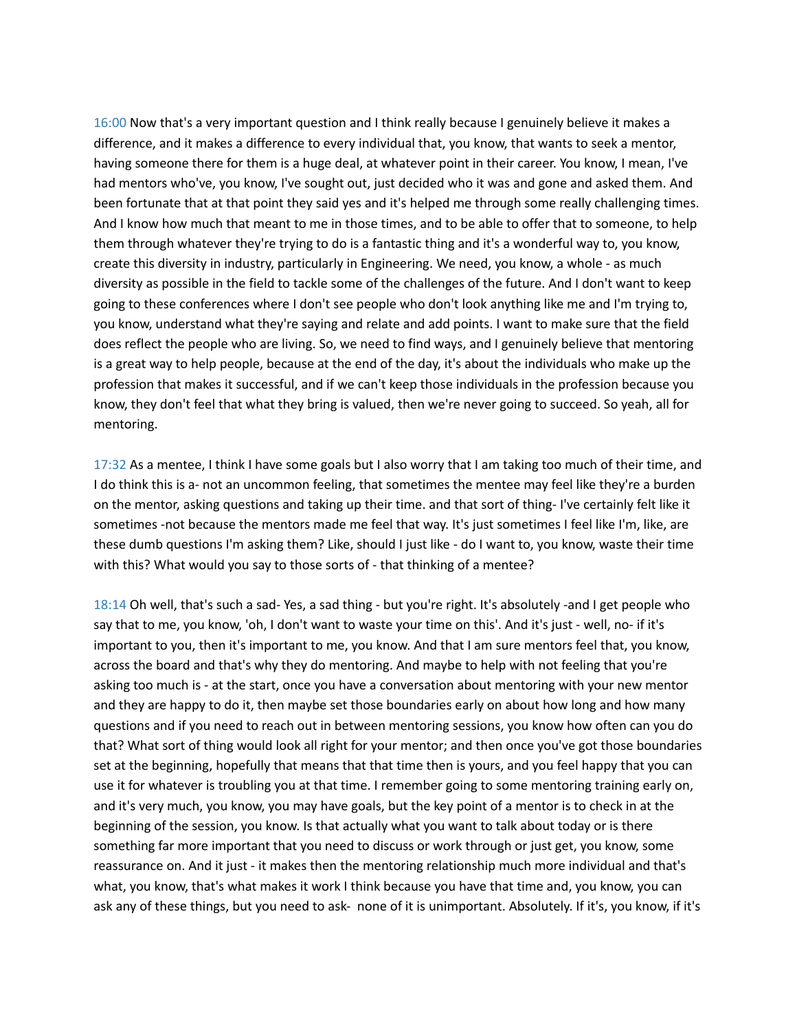16:00 Now that's a very important question and I think really because I genuinely believe it makes a difference, and it makes a difference to every individual that, you know, that wants to seek a mentor, having someone there for them is a huge deal, at whatever point in their career. You know, I mean, I've had mentors who've, you know, I've sought out, just decided who it was and gone and asked them. And been fortunate that at that point they said yes and it's helped me through some really challenging times. And I know how much that meant to me in those times, and to be able to offer that to someone, to help them through whatever they're trying to do is a fantastic thing and it's a wonderful way to, you know, create this diversity in industry, particularly in Engineering. We need, you know, a whole - as much diversity as possible in the field to tackle some of the challenges of the future. And I don't want to keep going to these conferences where I don't see people who don't look anything like me and I'm trying to, you know, understand what they're saying and relate and add points. I want to make sure that the field does reflect the people who are living. So, we need to find ways, and I genuinely believe that mentoring is a great way to help people, because at the end of the day, it's about the individuals who make up the profession that makes it successful, and if we can't keep those individuals in the profession because you know, they don't feel that what they bring is valued, then we're never going to succeed. So yeah, all for mentoring.

17:32 As a mentee, I think I have some goals but I also worry that I am taking too much of their time, and I do think this is a- not an uncommon feeling, that sometimes the mentee may feel like they're a burden on the mentor, asking questions and taking up their time. and that sort of thing- I've certainly felt like it sometimes -not because the mentors made me feel that way. It's just sometimes I feel like I'm, like, are these dumb questions I'm asking them? Like, should I just like - do I want to, you know, waste their time with this? What would you say to those sorts of - that thinking of a mentee?

18:14 Oh well, that's such a sad- Yes, a sad thing - but you're right. It's absolutely -and I get people who say that to me, you know, 'oh, I don't want to waste your time on this'. And it's just - well, no- if it's important to you, then it's important to me, you know. And that I am sure mentors feel that, you know, across the board and that's why they do mentoring. And maybe to help with not feeling that you're asking too much is - at the start, once you have a conversation about mentoring with your new mentor and they are happy to do it, then maybe set those boundaries early on about how long and how many questions and if you need to reach out in between mentoring sessions, you know how often can you do that? What sort of thing would look all right for your mentor; and then once you've got those boundaries set at the beginning, hopefully that means that that time then is yours, and you feel happy that you can use it for whatever is troubling you at that time. I remember going to some mentoring training early on, and it's very much, you know, you may have goals, but the key point of a mentor is to check in at the beginning of the session, you know. Is that actually what you want to talk about today or is there something far more important that you need to discuss or work through or just get, you know, some reassurance on. And it just - it makes then the mentoring relationship much more individual and that's what, you know, that's what makes it work I think because you have that time and, you know, you can ask any of these things, but you need to ask- none of it is unimportant. Absolutely. If it's, you know, if it's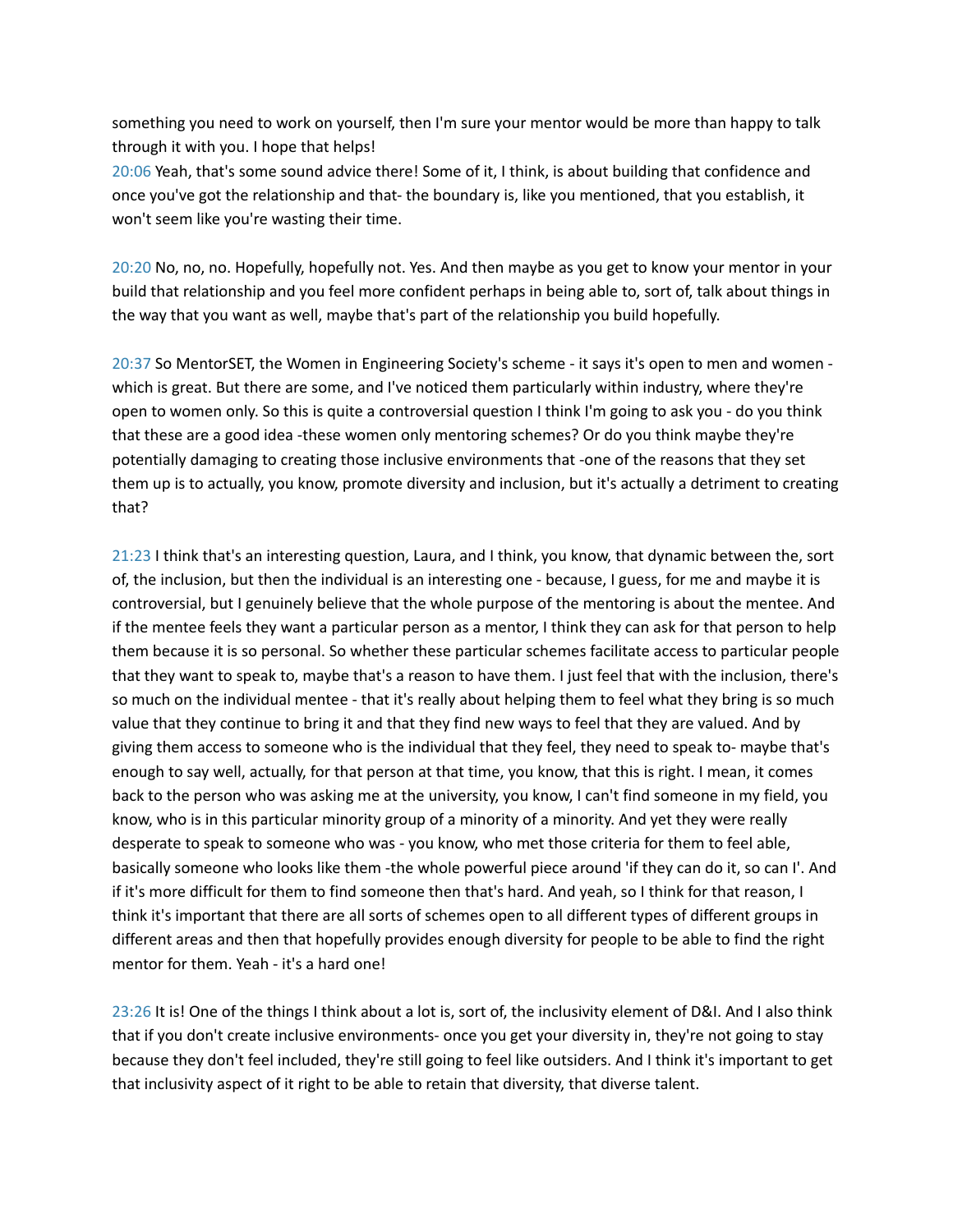something you need to work on yourself, then I'm sure your mentor would be more than happy to talk through it with you. I hope that helps!

20:06 Yeah, that's some sound advice there! Some of it, I think, is about building that confidence and once you've got the relationship and that- the boundary is, like you mentioned, that you establish, it won't seem like you're wasting their time.

20:20 No, no, no. Hopefully, hopefully not. Yes. And then maybe as you get to know your mentor in your build that relationship and you feel more confident perhaps in being able to, sort of, talk about things in the way that you want as well, maybe that's part of the relationship you build hopefully.

20:37 So MentorSET, the Women in Engineering Society's scheme - it says it's open to men and women - which is great. But there are some, and I've noticed them particularly within industry, where they're open to women only. So this is quite a controversial question I think I'm going to ask you - do you think that these are a good idea -these women only mentoring schemes? Or do you think maybe they're potentially damaging to creating those inclusive environments that -one of the reasons that they set them up is to actually, you know, promote diversity and inclusion, but it's actually a detriment to creating that?

21:23 I think that's an interesting question, Laura, and I think, you know, that dynamic between the, sort of, the inclusion, but then the individual is an interesting one - because, I guess, for me and maybe it is controversial, but I genuinely believe that the whole purpose of the mentoring is about the mentee. And if the mentee feels they want a particular person as a mentor, I think they can ask for that person to help them because it is so personal. So whether these particular schemes facilitate access to particular people that they want to speak to, maybe that's a reason to have them. I just feel that with the inclusion, there's so much on the individual mentee - that it's really about helping them to feel what they bring is so much value that they continue to bring it and that they find new ways to feel that they are valued. And by giving them access to someone who is the individual that they feel, they need to speak to- maybe that's enough to say well, actually, for that person at that time, you know, that this is right. I mean, it comes back to the person who was asking me at the university, you know, I can't find someone in my field, you know, who is in this particular minority group of a minority of a minority. And yet they were really desperate to speak to someone who was - you know, who met those criteria for them to feel able, basically someone who looks like them -the whole powerful piece around 'if they can do it, so can I'. And if it's more difficult for them to find someone then that's hard. And yeah, so I think for that reason, I think it's important that there are all sorts of schemes open to all different types of different groups in different areas and then that hopefully provides enough diversity for people to be able to find the right mentor for them. Yeah - it's a hard one!

23:26 It is! One of the things I think about a lot is, sort of, the inclusivity element of D&I. And I also think that if you don't create inclusive environments- once you get your diversity in, they're not going to stay because they don't feel included, they're still going to feel like outsiders. And I think it's important to get that inclusivity aspect of it right to be able to retain that diversity, that diverse talent.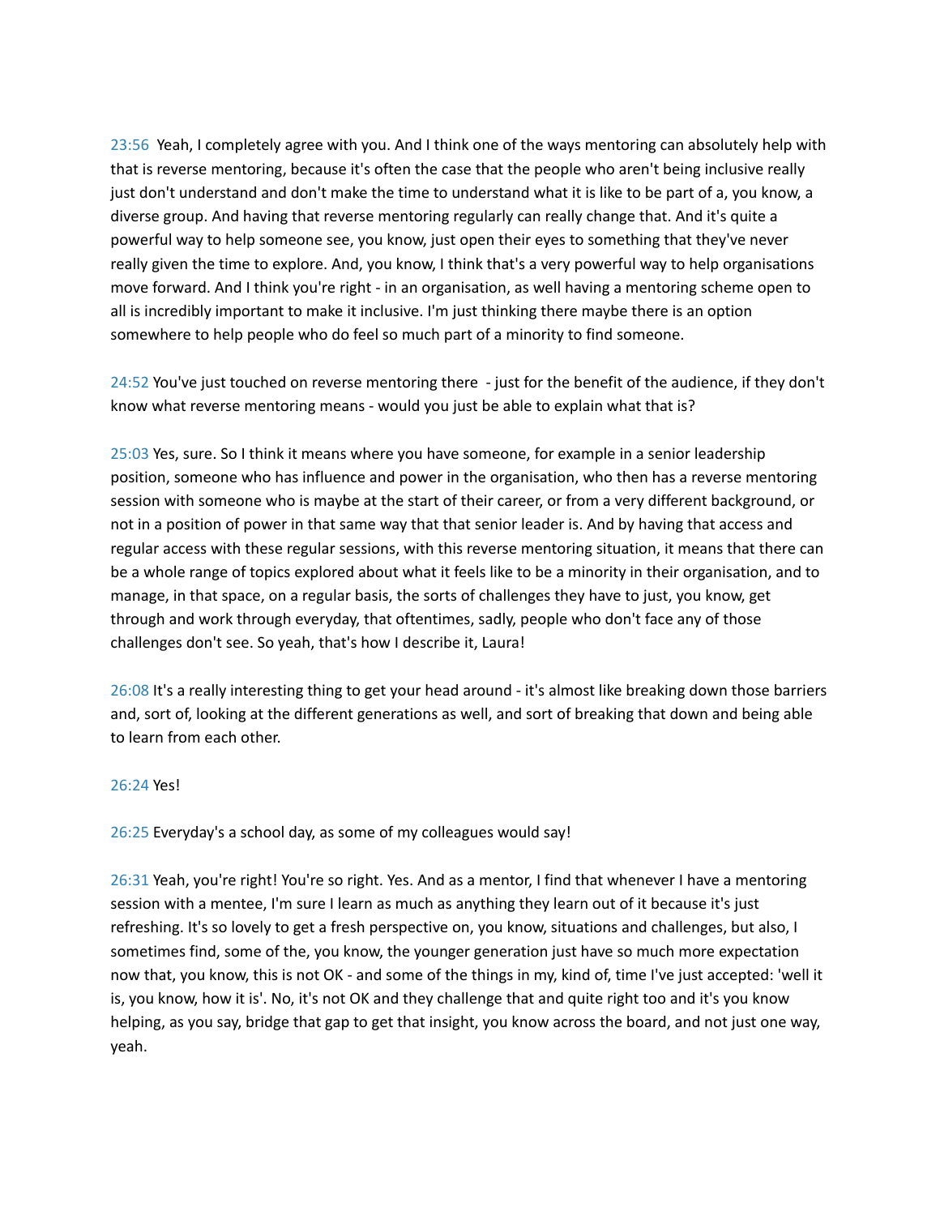23:56 Yeah, I completely agree with you. And I think one of the ways mentoring can absolutely help with that is reverse mentoring, because it's often the case that the people who aren't being inclusive really just don't understand and don't make the time to understand what it is like to be part of a, you know, a diverse group. And having that reverse mentoring regularly can really change that. And it's quite a powerful way to help someone see, you know, just open their eyes to something that they've never really given the time to explore. And, you know, I think that's a very powerful way to help organisations move forward. And I think you're right - in an organisation, as well having a mentoring scheme open to all is incredibly important to make it inclusive. I'm just thinking there maybe there is an option somewhere to help people who do feel so much part of a minority to find someone.

24:52 You've just touched on reverse mentoring there - just for the benefit of the audience, if they don't know what reverse mentoring means - would you just be able to explain what that is?

25:03 Yes, sure. So I think it means where you have someone, for example in a senior leadership position, someone who has influence and power in the organisation, who then has a reverse mentoring session with someone who is maybe at the start of their career, or from a very different background, or not in a position of power in that same way that that senior leader is. And by having that access and regular access with these regular sessions, with this reverse mentoring situation, it means that there can be a whole range of topics explored about what it feels like to be a minority in their organisation, and to manage, in that space, on a regular basis, the sorts of challenges they have to just, you know, get through and work through everyday, that oftentimes, sadly, people who don't face any of those challenges don't see. So yeah, that's how I describe it, Laura!

26:08 It's a really interesting thing to get your head around - it's almost like breaking down those barriers and, sort of, looking at the different generations as well, and sort of breaking that down and being able to learn from each other.

26:24 Yes!

26:25 Everyday's a school day, as some of my colleagues would say!

26:31 Yeah, you're right! You're so right. Yes. And as a mentor, I find that whenever I have a mentoring session with a mentee, I'm sure I learn as much as anything they learn out of it because it's just refreshing. It's so lovely to get a fresh perspective on, you know, situations and challenges, but also, I sometimes find, some of the, you know, the younger generation just have so much more expectation now that, you know, this is not OK - and some of the things in my, kind of, time I've just accepted: 'well it is, you know, how it is'. No, it's not OK and they challenge that and quite right too and it's you know helping, as you say, bridge that gap to get that insight, you know across the board, and not just one way, yeah.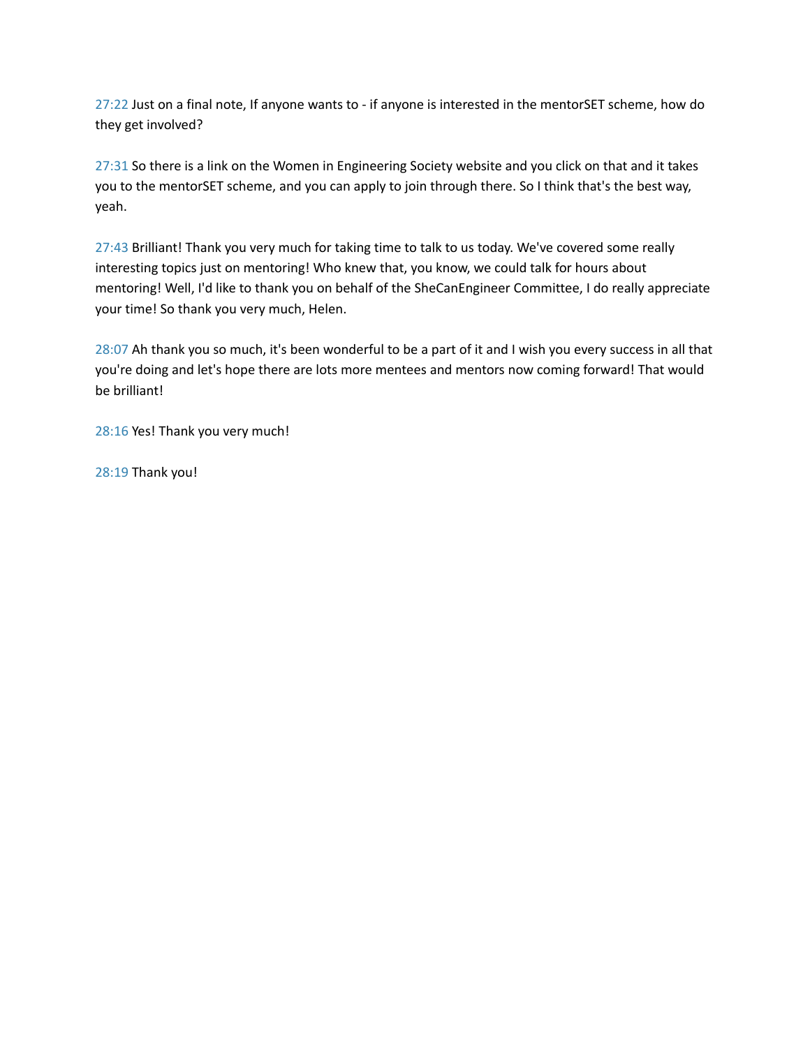27:22 Just on a final note, If anyone wants to - if anyone is interested in the mentorSET scheme, how do they get involved?

27:31 So there is a link on the Women in Engineering Society website and you click on that and it takes you to the mentorSET scheme, and you can apply to join through there. So I think that's the best way, yeah.

27:43 Brilliant! Thank you very much for taking time to talk to us today. We've covered some really interesting topics just on mentoring! Who knew that, you know, we could talk for hours about mentoring! Well, I'd like to thank you on behalf of the SheCanEngineer Committee, I do really appreciate your time! So thank you very much, Helen.

28:07 Ah thank you so much, it's been wonderful to be a part of it and I wish you every success in all that you're doing and let's hope there are lots more mentees and mentors now coming forward! That would be brilliant!

28:16 Yes! Thank you very much!

28:19 Thank you!